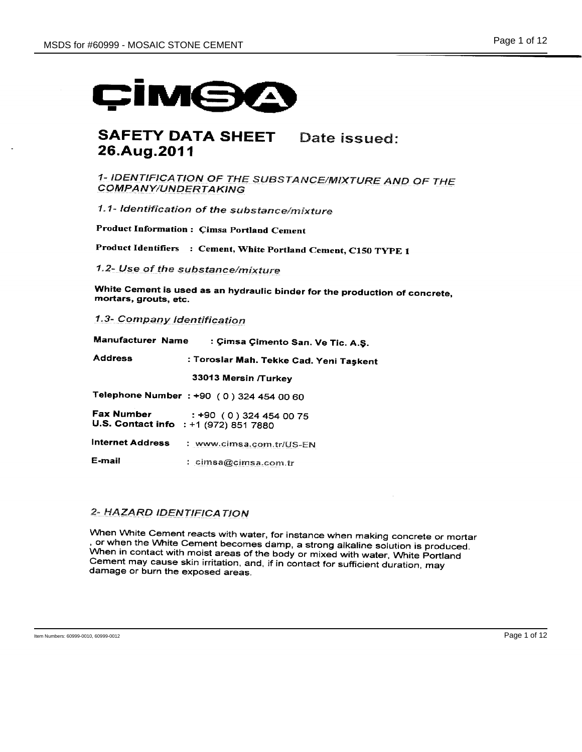ÇİMSA

# SAFETY DATA SHEET Date issued: 26.Aug.2011

## *1- IDENTIFICATION OF THE SUBSTANCE/MIXTURE AND OF THE COMPANY/UNDERTAKING*

### *1.1- Identification of the substance/mixture*

**Product Information : Çimsa Portland Cement**

**Product Identifiers : Cement, White Portland Cement, C150 TYPE 1**

### *1.2- Use of the substance/mixture*

**White Cement is used as an hydraulic binder for the production of concrete, mortars, grouts, etc.**

### *1.3- Company Identification*

**Manufacturer Name** : **Çimsa Çimento San. Ve Tic. A.Ş.**

**Address** : **Toroslar Mah. Tekke Cad. Yeni Taşkent 33013 Mersin /Turkey**

**Telephone Number** : +90 ( 0 ) 324 454 00 60

**Fax Number** : +90 ( 0 ) 324 454 00 75

**U.S. Contact info** : +1 (972) 851 7880

**Internet Address** : www.cimsa.com.tr/US-EN

**E-mail** : cimsa@cimsa.com.tr

## *2- HAZARD IDENTIFICATION*

When White Cement reacts with water, for instance when making concrete or mortar , or when the White Cement becomes damp, a strong alkaline solution is produced. When in contact with moist areas of the body or mixed with water, White Portland Cement may cause skin irritation, and, if in contact for sufficient duration, may damage or burn the exposed areas.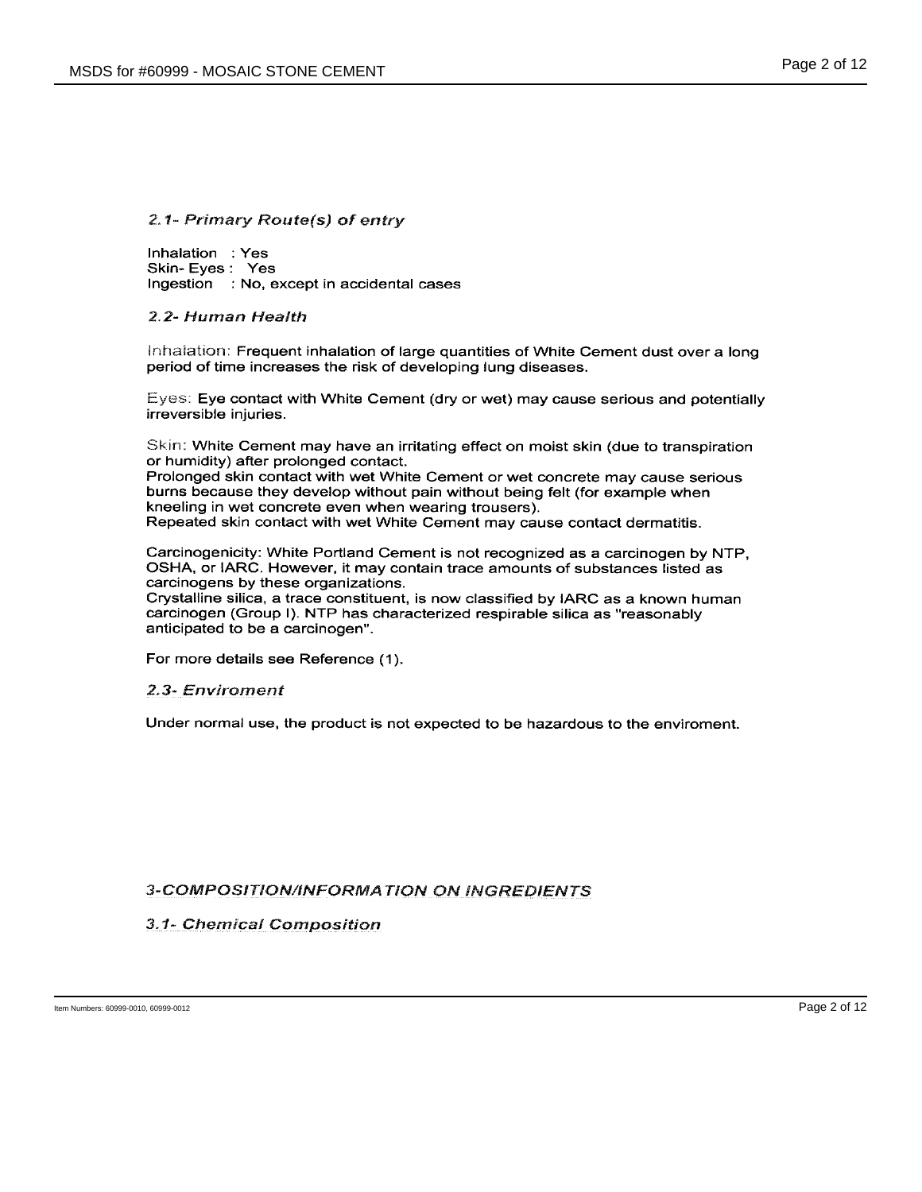### 2.1- Primary Route(s) of entry

Inhalation : Yes
Skin- Eyes : Yes
Ingestion : No, except in accidental cases

### 2.2- Human Health

Inhalation: Frequent inhalation of large quantities of White Cement dust over a long period of time increases the risk of developing lung diseases.

Eyes: Eye contact with White Cement (dry or wet) may cause serious and potentially irreversible injuries.

Skin: White Cement may have an irritating effect on moist skin (due to transpiration or humidity) after prolonged contact.
Prolonged skin contact with wet White Cement or wet concrete may cause serious burns because they develop without pain without being felt (for example when kneeling in wet concrete even when wearing trousers).
Repeated skin contact with wet White Cement may cause contact dermatitis.

Carcinogenicity: White Portland Cement is not recognized as a carcinogen by NTP, OSHA, or IARC. However, it may contain trace amounts of substances listed as carcinogens by these organizations.
Crystalline silica, a trace constituent, is now classified by IARC as a known human carcinogen (Group I). NTP has characterized respirable silica as "reasonably anticipated to be a carcinogen".

For more details see Reference (1).

### 2.3- Enviroment

Under normal use, the product is not expected to be hazardous to the enviroment.

## 3-COMPOSITION/INFORMATION ON INGREDIENTS

### 3.1- Chemical Composition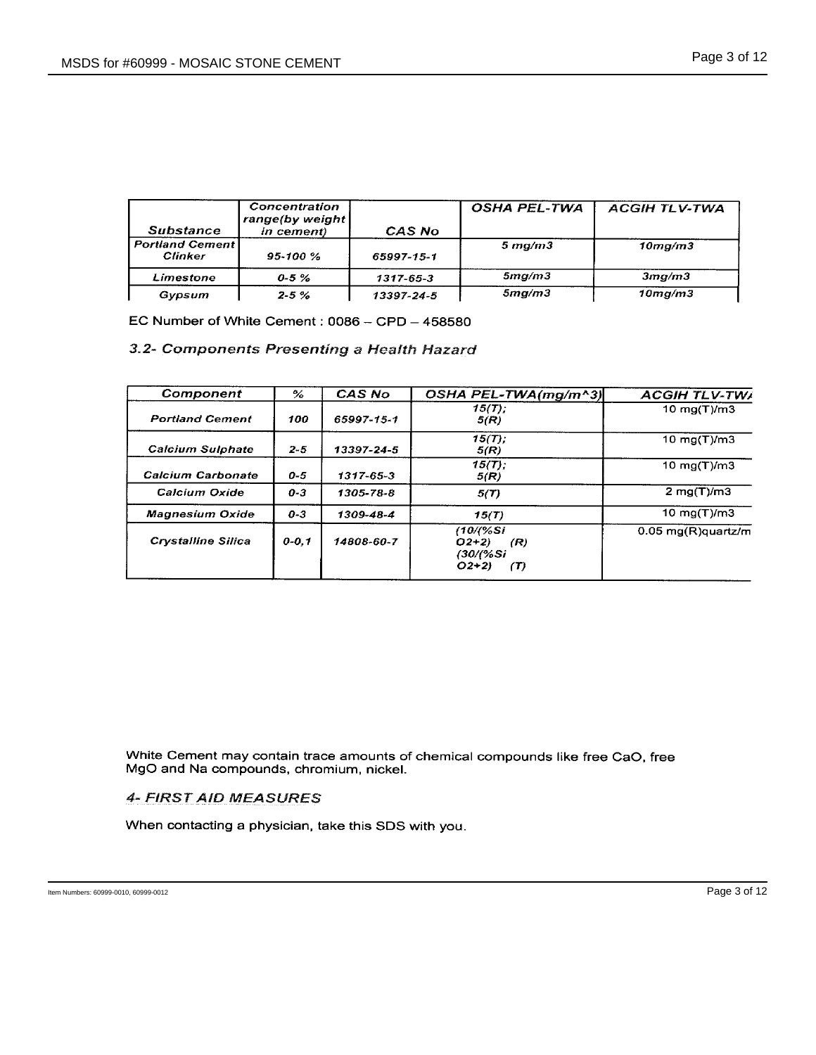| Substance | Concentration range(by weight in cement) | CAS No | OSHA PEL-TWA | ACGIH TLV-TWA |
|---|---|---|---|---|
| Portland Cement Clinker | 95-100 % | 65997-15-1 | 5 mg/m3 | 10mg/m3 |
| Limestone | 0-5 % | 1317-65-3 | 5mg/m3 | 3mg/m3 |
| Gypsum | 2-5 % | 13397-24-5 | 5mg/m3 | 10mg/m3 |

EC Number of White Cement : 0086 – CPD – 458580

### 3.2- Components Presenting a Health Hazard

| Component | % | CAS No | OSHA PEL-TWA(mg/m^3) | ACGIH TLV-TW/ |
|---|---|---|---|---|
| Portland Cement | 100 | 65997-15-1 | 15(T); 5(R) | 10 mg(T)/m3 |
| Calcium Sulphate | 2-5 | 13397-24-5 | 15(T); 5(R) | 10 mg(T)/m3 |
| Calcium Carbonate | 0-5 | 1317-65-3 | 15(T); 5(R) | 10 mg(T)/m3 |
| Calcium Oxide | 0-3 | 1305-78-8 | 5(T) | 2 mg(T)/m3 |
| Magnesium Oxide | 0-3 | 1309-48-4 | 15(T) | 10 mg(T)/m3 |
| Crystalline Silica | 0-0,1 | 14808-60-7 | (10/(%SiO2+2) (R) (30/(%SiO2+2) (T) | 0.05 mg(R)quartz/m |

White Cement may contain trace amounts of chemical compounds like free CaO, free MgO and Na compounds, chromium, nickel.

## 4- FIRST AID MEASURES

When contacting a physician, take this SDS with you.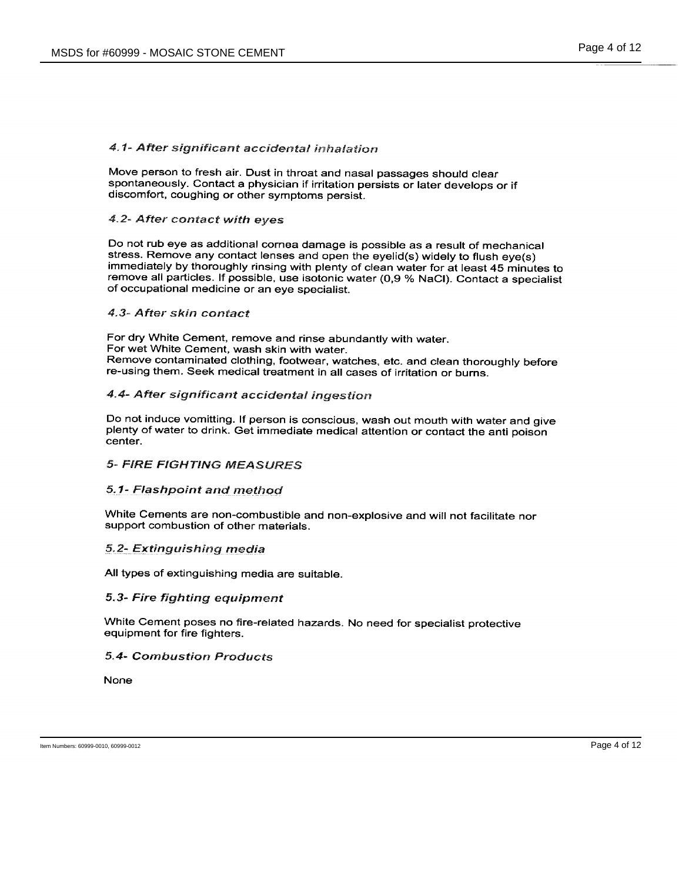### *4.1- After significant accidental inhalation*

Move person to fresh air. Dust in throat and nasal passages should clear spontaneously. Contact a physician if irritation persists or later develops or if discomfort, coughing or other symptoms persist.

### *4.2- After contact with eyes*

Do not rub eye as additional cornea damage is possible as a result of mechanical stress. Remove any contact lenses and open the eyelid(s) widely to flush eye(s) immediately by thoroughly rinsing with plenty of clean water for at least 45 minutes to remove all particles. If possible, use isotonic water (0,9 % NaCl). Contact a specialist of occupational medicine or an eye specialist.

### *4.3- After skin contact*

For dry White Cement, remove and rinse abundantly with water.
For wet White Cement, wash skin with water.
Remove contaminated clothing, footwear, watches, etc. and clean thoroughly before re-using them. Seek medical treatment in all cases of irritation or burns.

### *4.4- After significant accidental ingestion*

Do not induce vomitting. If person is conscious, wash out mouth with water and give plenty of water to drink. Get immediate medical attention or contact the anti poison center.

## *5- FIRE FIGHTING MEASURES*

### *5.1- Flashpoint and method*

White Cements are non-combustible and non-explosive and will not facilitate nor support combustion of other materials.

### *5.2- Extinguishing media*

All types of extinguishing media are suitable.

### *5.3- Fire fighting equipment*

White Cement poses no fire-related hazards. No need for specialist protective equipment for fire fighters.

### *5.4- Combustion Products*

None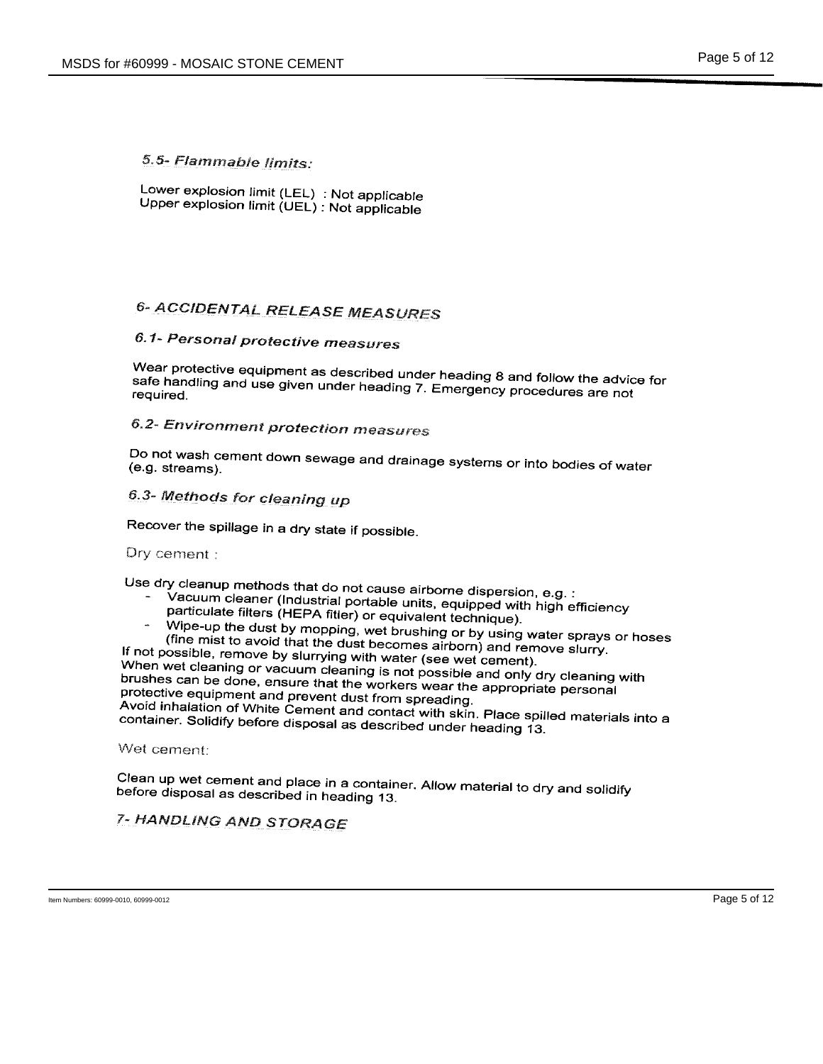### *5.5- Flammable limits:*

Lower explosion limit (LEL) : Not applicable
Upper explosion limit (UEL) : Not applicable

## *6- ACCIDENTAL RELEASE MEASURES*

### *6.1- Personal protective measures*

Wear protective equipment as described under heading 8 and follow the advice for safe handling and use given under heading 7. Emergency procedures are not required.

### *6.2- Environment protection measures*

Do not wash cement down sewage and drainage systems or into bodies of water (e.g. streams).

### *6.3- Methods for cleaning up*

Recover the spillage in a dry state if possible.

Dry cement :

Use dry cleanup methods that do not cause airborne dispersion, e.g. :

- Vacuum cleaner (Industrial portable units, equipped with high efficiency particulate filters (HEPA fitler) or equivalent technique).
- Wipe-up the dust by mopping, wet brushing or by using water sprays or hoses (fine mist to avoid that the dust becomes airborn) and remove slurry.

If not possible, remove by slurrying with water (see wet cement).
When wet cleaning or vacuum cleaning is not possible and only dry cleaning with brushes can be done, ensure that the workers wear the appropriate personal protective equipment and prevent dust from spreading.
Avoid inhalation of White Cement and contact with skin. Place spilled materials into a container. Solidify before disposal as described under heading 13.

Wet cement:

Clean up wet cement and place in a container. Allow material to dry and solidify before disposal as described in heading 13.

## *7- HANDLING AND STORAGE*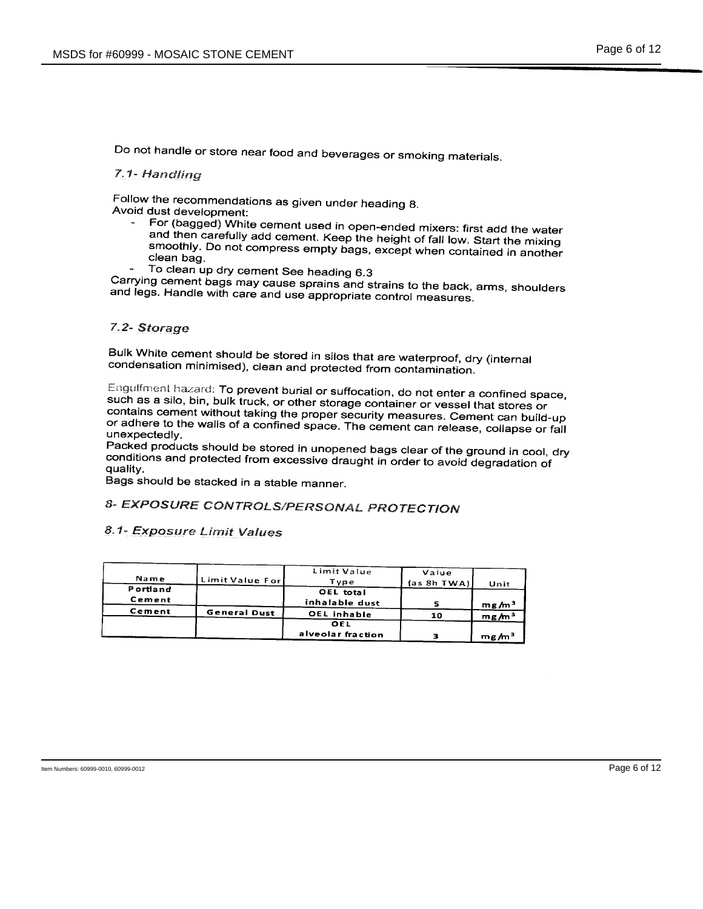Do not handle or store near food and beverages or smoking materials.

### *7.1- Handling*

Follow the recommendations as given under heading 8.
Avoid dust development:

- For (bagged) White cement used in open-ended mixers: first add the water and then carefully add cement. Keep the height of fall low. Start the mixing smoothly. Do not compress empty bags, except when contained in another clean bag.
- To clean up dry cement See heading 6.3

Carrying cement bags may cause sprains and strains to the back, arms, shoulders and legs. Handle with care and use appropriate control measures.

### *7.2- Storage*

Bulk White cement should be stored in silos that are waterproof, dry (internal condensation minimised), clean and protected from contamination.

Engulfment hazard: To prevent burial or suffocation, do not enter a confined space, such as a silo, bin, bulk truck, or other storage container or vessel that stores or contains cement without taking the proper security measures. Cement can build-up or adhere to the walls of a confined space. The cement can release, collapse or fall unexpectedly.
Packed products should be stored in unopened bags clear of the ground in cool, dry conditions and protected from excessive draught in order to avoid degradation of quality.
Bags should be stacked in a stable manner.

## *8- EXPOSURE CONTROLS/PERSONAL PROTECTION*

### *8.1- Exposure Limit Values*

| Name | Limit Value For | Limit Value Type | Value (as 8h TWA) | Unit |
|---|---|---|---|---|
| Portland Cement | | OEL total inhalable dust | 5 | mg/m³ |
| Cement | General Dust | OEL inhable | 10 | mg/m³ |
| | | OEL alveolar fraction | 3 | mg/m³ |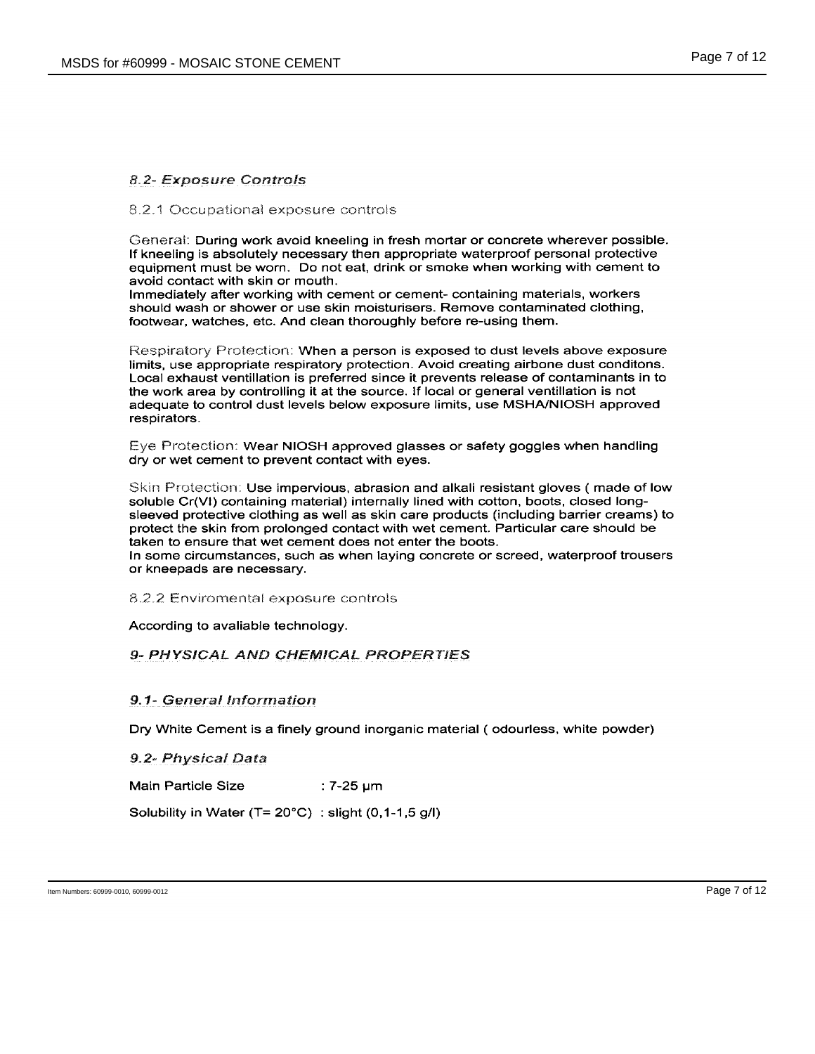### *8.2- Exposure Controls*

8.2.1 Occupational exposure controls

General: During work avoid kneeling in fresh mortar or concrete wherever possible. If kneeling is absolutely necessary then appropriate waterproof personal protective equipment must be worn. Do not eat, drink or smoke when working with cement to avoid contact with skin or mouth.
Immediately after working with cement or cement- containing materials, workers should wash or shower or use skin moisturisers. Remove contaminated clothing, footwear, watches, etc. And clean thoroughly before re-using them.

Respiratory Protection: When a person is exposed to dust levels above exposure limits, use appropriate respiratory protection. Avoid creating airbone dust conditons. Local exhaust ventillation is preferred since it prevents release of contaminants in to the work area by controlling it at the source. If local or general ventillation is not adequate to control dust levels below exposure limits, use MSHA/NIOSH approved respirators.

Eye Protection: Wear NIOSH approved glasses or safety goggles when handling dry or wet cement to prevent contact with eyes.

Skin Protection: Use impervious, abrasion and alkali resistant gloves ( made of low soluble Cr(VI) containing material) internally lined with cotton, boots, closed long-sleeved protective clothing as well as skin care products (including barrier creams) to protect the skin from prolonged contact with wet cement. Particular care should be taken to ensure that wet cement does not enter the boots.
In some circumstances, such as when laying concrete or screed, waterproof trousers or kneepads are necessary.

8.2.2 Enviromental exposure controls

According to avaliable technology.

## *9- PHYSICAL AND CHEMICAL PROPERTIES*

### *9.1- General Information*

Dry White Cement is a finely ground inorganic material ( odourless, white powder)

### *9.2- Physical Data*

Main Particle Size : 7-25 µm

Solubility in Water (T= 20°C) : slight (0,1-1,5 g/l)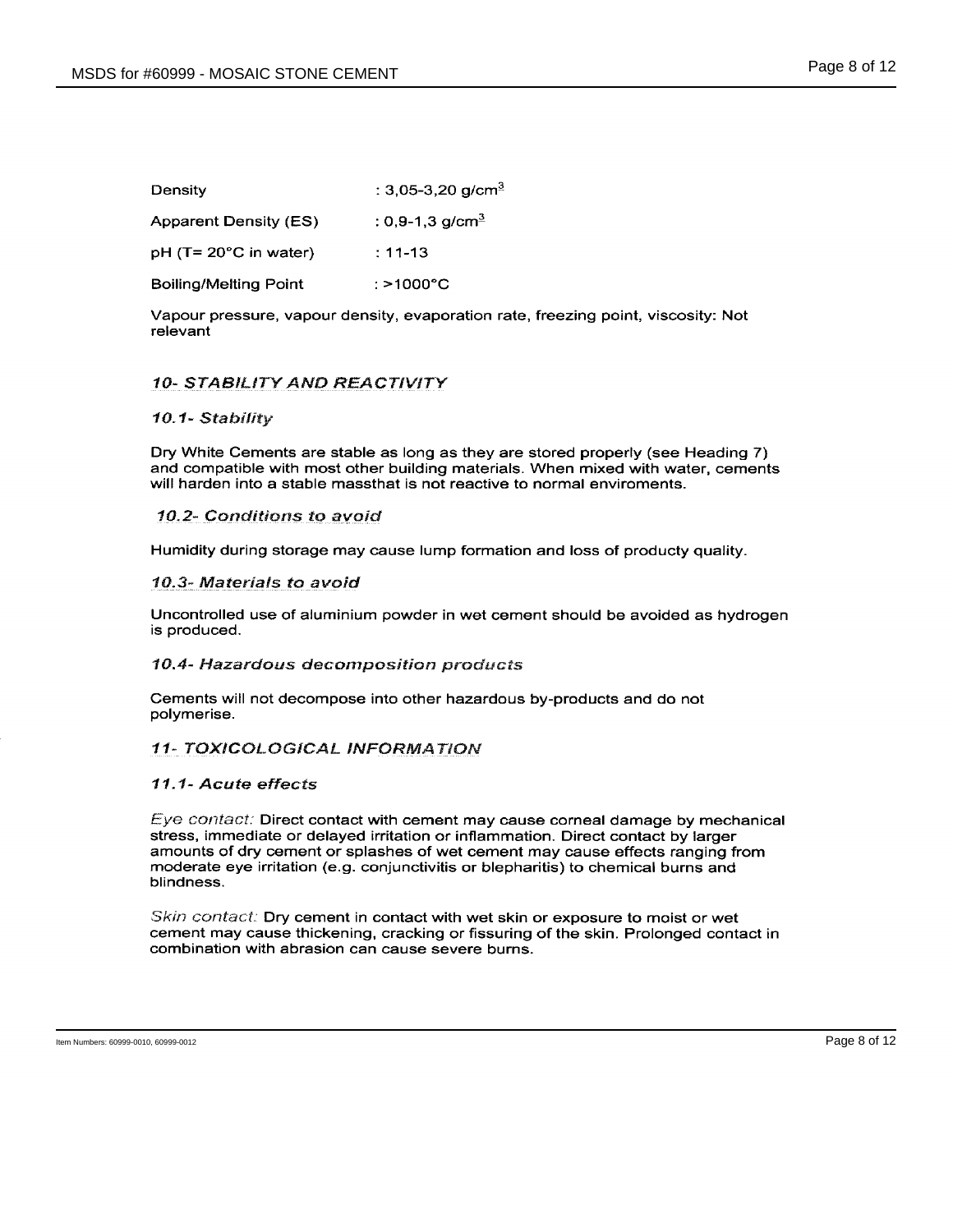| | |
|---|---|
| Density | : 3,05-3,20 g/cm$^3$ |
| Apparent Density (ES) | : 0,9-1,3 g/cm$^3$ |
| pH (T= 20°C in water) | : 11-13 |
| Boiling/Melting Point | : >1000°C |

Vapour pressure, vapour density, evaporation rate, freezing point, viscosity: Not relevant

## *10- STABILITY AND REACTIVITY*

### *10.1- Stability*

Dry White Cements are stable as long as they are stored properly (see Heading 7) and compatible with most other building materials. When mixed with water, cements will harden into a stable massthat is not reactive to normal enviroments.

### *10.2- Conditions to avoid*

Humidity during storage may cause lump formation and loss of producty quality.

### *10.3- Materials to avoid*

Uncontrolled use of aluminium powder in wet cement should be avoided as hydrogen is produced.

### *10.4- Hazardous decomposition products*

Cements will not decompose into other hazardous by-products and do not polymerise.

## *11- TOXICOLOGICAL INFORMATION*

### *11.1- Acute effects*

*Eye contact:* Direct contact with cement may cause corneal damage by mechanical stress, immediate or delayed irritation or inflammation. Direct contact by larger amounts of dry cement or splashes of wet cement may cause effects ranging from moderate eye irritation (e.g. conjunctivitis or blepharitis) to chemical burns and blindness.

*Skin contact:* Dry cement in contact with wet skin or exposure to moist or wet cement may cause thickening, cracking or fissuring of the skin. Prolonged contact in combination with abrasion can cause severe burns.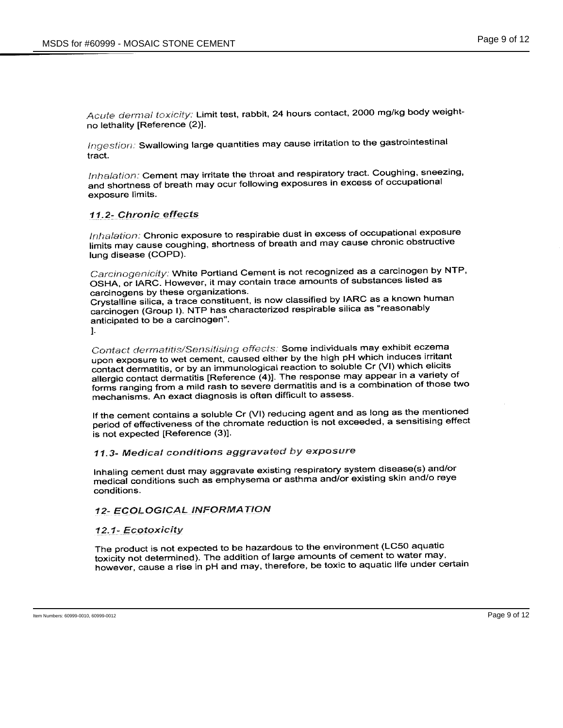*Acute dermal toxicity:* Limit test, rabbit, 24 hours contact, 2000 mg/kg body weight- no lethality [Reference (2)].

*Ingestion:* Swallowing large quantities may cause irritation to the gastrointestinal tract.

*Inhalation:* Cement may irritate the throat and respiratory tract. Coughing, sneezing, and shortness of breath may ocur following exposures in excess of occupational exposure limits.

### *11.2- Chronic effects*

*Inhalation:* Chronic exposure to respirable dust in excess of occupational exposure limits may cause coughing, shortness of breath and may cause chronic obstructive lung disease (COPD).

*Carcinogenicity:* White Portland Cement is not recognized as a carcinogen by NTP, OSHA, or IARC. However, it may contain trace amounts of substances listed as carcinogens by these organizations.
Crystalline silica, a trace constituent, is now classified by IARC as a known human carcinogen (Group I). NTP has characterized respirable silica as "reasonably anticipated to be a carcinogen".
].

*Contact dermatitis/Sensitising effects:* Some individuals may exhibit eczema upon exposure to wet cement, caused either by the high pH which induces irritant contact dermatitis, or by an immunological reaction to soluble Cr (VI) which elicits allergic contact dermatitis [Reference (4)]. The response may appear in a variety of forms ranging from a mild rash to severe dermatitis and is a combination of those two mechanisms. An exact diagnosis is often difficult to assess.

If the cement contains a soluble Cr (VI) reducing agent and as long as the mentioned period of effectiveness of the chromate reduction is not exceeded, a sensitising effect is not expected [Reference (3)].

### *11.3- Medical conditions aggravated by exposure*

Inhaling cement dust may aggravate existing respiratory system disease(s) and/or medical conditions such as emphysema or asthma and/or existing skin and/o reye conditions.

## *12- ECOLOGICAL INFORMATION*

### *12.1- Ecotoxicity*

The product is not expected to be hazardous to the environment (LC50 aquatic toxicity not determined). The addition of large amounts of cement to water may, however, cause a rise in pH and may, therefore, be toxic to aquatic life under certain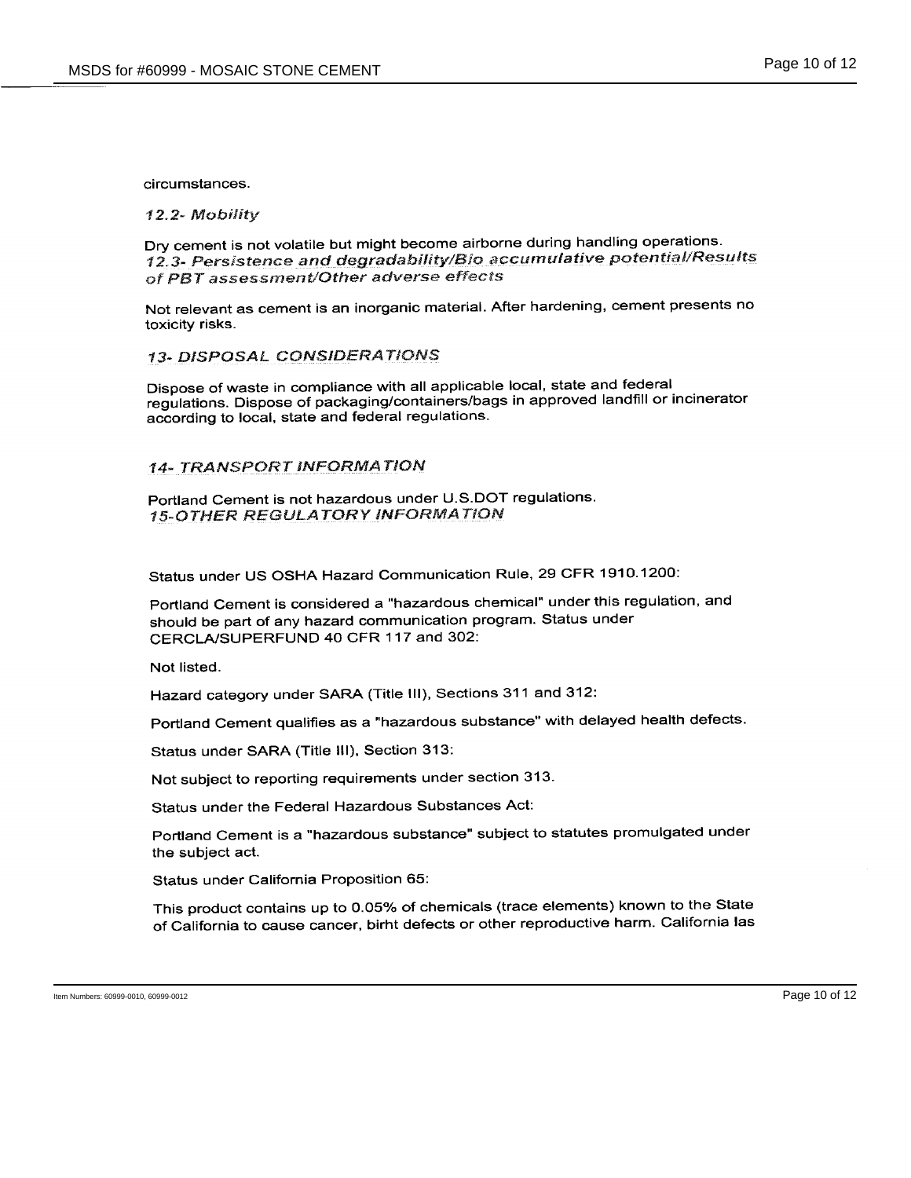circumstances.

*12.2- Mobility*

Dry cement is not volatile but might become airborne during handling operations.

*12.3- Persistence and degradability/Bio accumulative potential/Results of PBT assessment/Other adverse effects*

Not relevant as cement is an inorganic material. After hardening, cement presents no toxicity risks.

## *13- DISPOSAL CONSIDERATIONS*

Dispose of waste in compliance with all applicable local, state and federal regulations. Dispose of packaging/containers/bags in approved landfill or incinerator according to local, state and federal regulations.

## *14- TRANSPORT INFORMATION*

Portland Cement is not hazardous under U.S.DOT regulations.

## *15-OTHER REGULATORY INFORMATION*

Status under US OSHA Hazard Communication Rule, 29 CFR 1910.1200:

Portland Cement is considered a "hazardous chemical" under this regulation, and should be part of any hazard communication program. Status under CERCLA/SUPERFUND 40 CFR 117 and 302:

Not listed.

Hazard category under SARA (Title III), Sections 311 and 312:

Portland Cement qualifies as a "hazardous substance" with delayed health defects.

Status under SARA (Title III), Section 313:

Not subject to reporting requirements under section 313.

Status under the Federal Hazardous Substances Act:

Portland Cement is a "hazardous substance" subject to statutes promulgated under the subject act.

Status under California Proposition 65:

This product contains up to 0.05% of chemicals (trace elements) known to the State of California to cause cancer, birht defects or other reproductive harm. California las

Item Numbers: 60999-0010, 60999-0012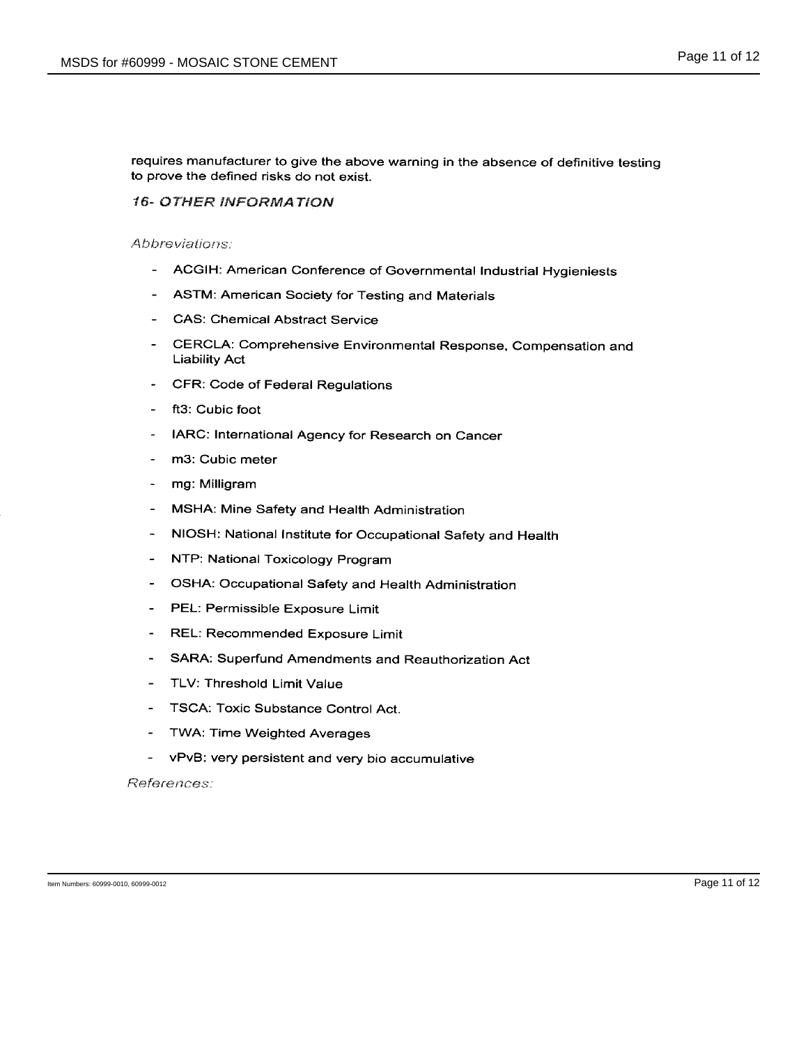requires manufacturer to give the above warning in the absence of definitive testing to prove the defined risks do not exist.

## *16- OTHER INFORMATION*

*Abbreviations:*

- ACGIH: American Conference of Governmental Industrial Hygieniests
- ASTM: American Society for Testing and Materials
- CAS: Chemical Abstract Service
- CERCLA: Comprehensive Environmental Response, Compensation and Liability Act
- CFR: Code of Federal Regulations
- ft3: Cubic foot
- IARC: International Agency for Research on Cancer
- m3: Cubic meter
- mg: Milligram
- MSHA: Mine Safety and Health Administration
- NIOSH: National Institute for Occupational Safety and Health
- NTP: National Toxicology Program
- OSHA: Occupational Safety and Health Administration
- PEL: Permissible Exposure Limit
- REL: Recommended Exposure Limit
- SARA: Superfund Amendments and Reauthorization Act
- TLV: Threshold Limit Value
- TSCA: Toxic Substance Control Act.
- TWA: Time Weighted Averages
- vPvB: very persistent and very bio accumulative

*References:*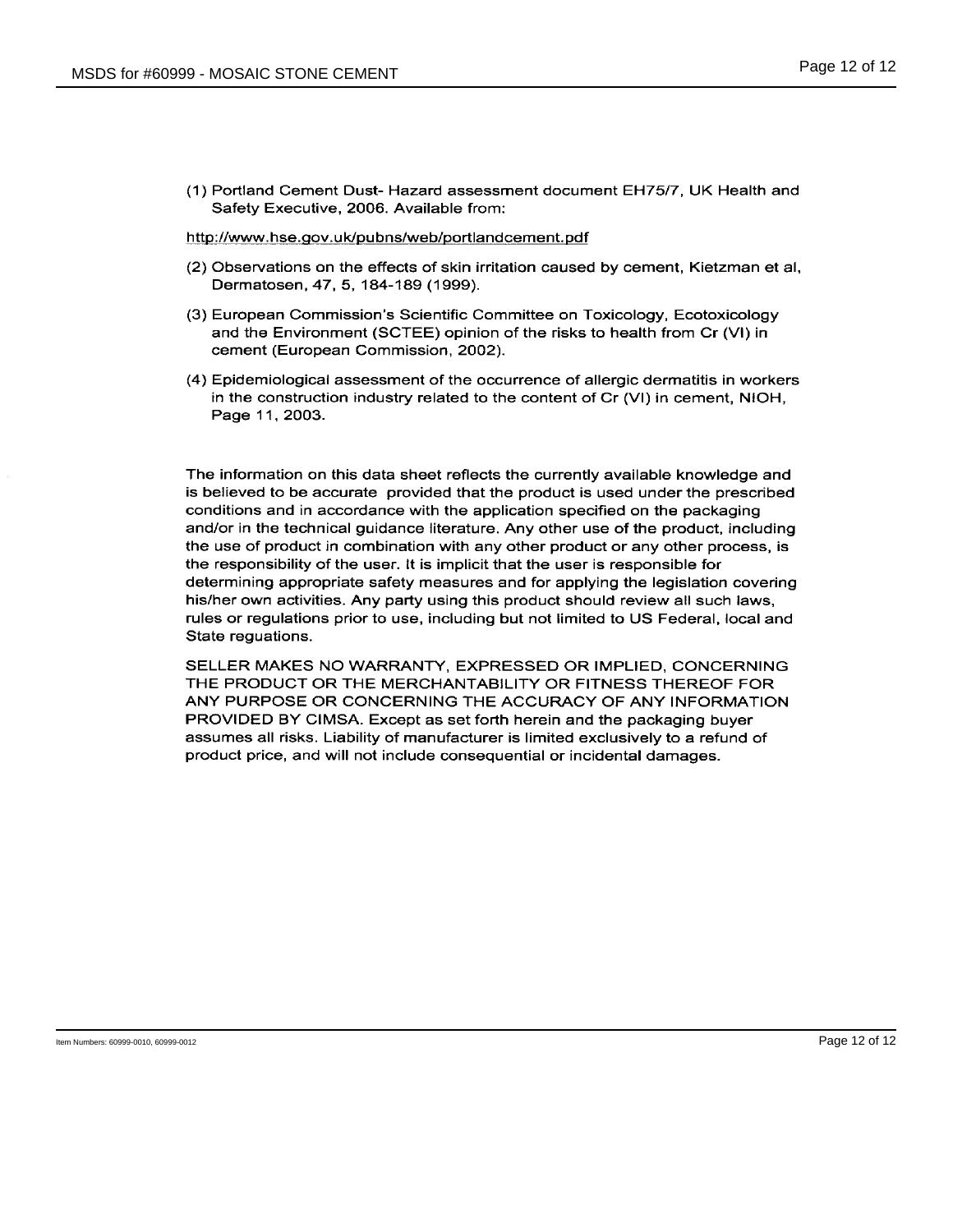(1) Portland Cement Dust- Hazard assessment document EH75/7, UK Health and Safety Executive, 2006. Available from:

http://www.hse.gov.uk/pubns/web/portlandcement.pdf

(2) Observations on the effects of skin irritation caused by cement, Kietzman et al, Dermatosen, 47, 5, 184-189 (1999).

(3) European Commission's Scientific Committee on Toxicology, Ecotoxicology and the Environment (SCTEE) opinion of the risks to health from Cr (VI) in cement (European Commission, 2002).

(4) Epidemiological assessment of the occurrence of allergic dermatitis in workers in the construction industry related to the content of Cr (VI) in cement, NIOH, Page 11, 2003.

The information on this data sheet reflects the currently available knowledge and is believed to be accurate provided that the product is used under the prescribed conditions and in accordance with the application specified on the packaging and/or in the technical guidance literature. Any other use of the product, including the use of product in combination with any other product or any other process, is the responsibility of the user. It is implicit that the user is responsible for determining appropriate safety measures and for applying the legislation covering his/her own activities. Any party using this product should review all such laws, rules or regulations prior to use, including but not limited to US Federal, local and State reguations.

SELLER MAKES NO WARRANTY, EXPRESSED OR IMPLIED, CONCERNING THE PRODUCT OR THE MERCHANTABILITY OR FITNESS THEREOF FOR ANY PURPOSE OR CONCERNING THE ACCURACY OF ANY INFORMATION PROVIDED BY CIMSA. Except as set forth herein and the packaging buyer assumes all risks. Liability of manufacturer is limited exclusively to a refund of product price, and will not include consequential or incidental damages.